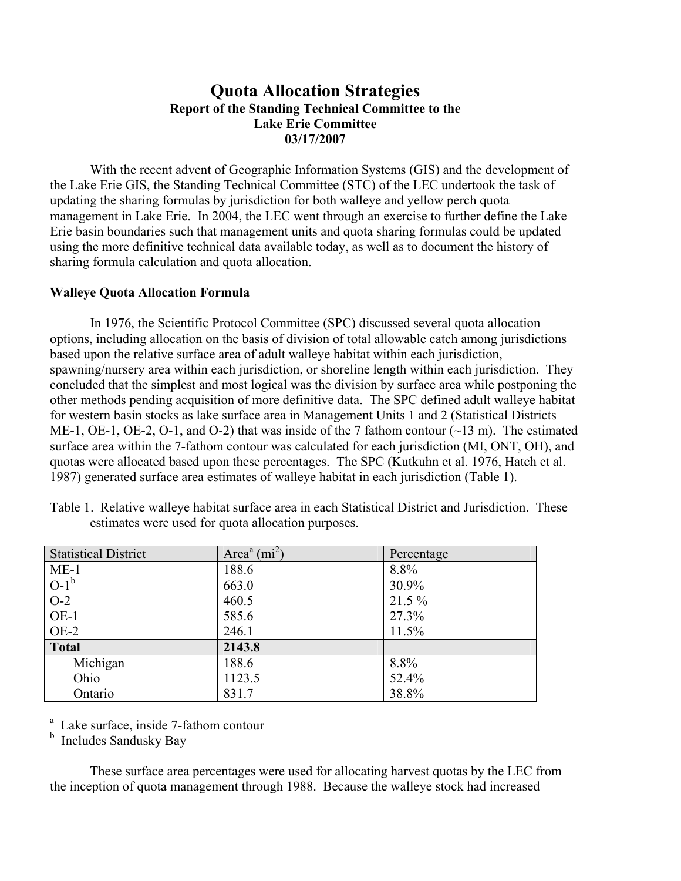# Quota Allocation Strategies

**Report of the Standing Technical Committee to the Lake Erie Committee**

**03/17/2007**

With the recent advent of Geographic Information Systems (GIS) and the development of the Lake Erie GIS, the Standing Technical Committee (STC) of the LEC undertook the task of updating the sharing formulas by jurisdiction for both walleye and yellow perch quota management in Lake Erie. In 2004, the LEC went through an exercise to further define the Lake Erie basin boundaries such that management units and quota sharing formulas could be updated using the more definitive technical data available today, as well as to document the history of sharing formula calculation and quota allocation.

## Walleye Quota Allocation Formula

In 1976, the Scientific Protocol Committee (SPC) discussed several quota allocation options, including allocation on the basis of division of total allowable catch among jurisdictions based upon the relative surface area of adult walleye habitat within each jurisdiction, spawning/nursery area within each jurisdiction, or shoreline length within each jurisdiction. They concluded that the simplest and most logical was the division by surface area while postponing the other methods pending acquisition of more definitive data. The SPC defined adult walleye habitat for western basin stocks as lake surface area in Management Units 1 and 2 (Statistical Districts ME-1, OE-1, OE-2, O-1, and O-2) that was inside of the 7 fathom contour (~13 m). The estimated surface area within the 7-fathom contour was calculated for each jurisdiction (MI, ONT, OH), and quotas were allocated based upon these percentages. The SPC (Kutkuhn et al. 1976, Hatch et al. 1987) generated surface area estimates of walleye habitat in each jurisdiction (Table 1).

Table 1. Relative walleye habitat surface area in each Statistical District and Jurisdiction. These estimates were used for quota allocation purposes.

| Statistical District | Area[a] ($mi^2$) | Percentage |
|---|---|---|
| ME-1 | 188.6 | 8.8% |
| O-1[b] | 663.0 | 30.9% |
| O-2 | 460.5 | 21.5 % |
| OE-1 | 585.6 | 27.3% |
| OE-2 | 246.1 | 11.5% |
| **Total** | **2143.8** | |
| Michigan | 188.6 | 8.8% |
| Ohio | 1123.5 | 52.4% |
| Ontario | 831.7 | 38.8% |

[a] Lake surface, inside 7-fathom contour

[b] Includes Sandusky Bay

These surface area percentages were used for allocating harvest quotas by the LEC from the inception of quota management through 1988. Because the walleye stock had increased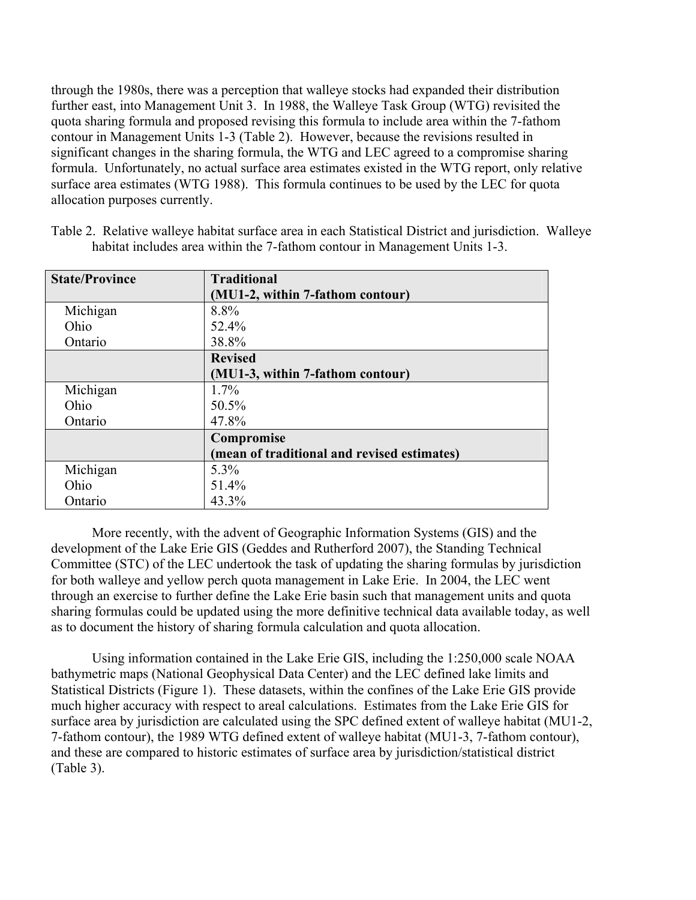through the 1980s, there was a perception that walleye stocks had expanded their distribution further east, into Management Unit 3. In 1988, the Walleye Task Group (WTG) revisited the quota sharing formula and proposed revising this formula to include area within the 7-fathom contour in Management Units 1-3 (Table 2). However, because the revisions resulted in significant changes in the sharing formula, the WTG and LEC agreed to a compromise sharing formula. Unfortunately, no actual surface area estimates existed in the WTG report, only relative surface area estimates (WTG 1988). This formula continues to be used by the LEC for quota allocation purposes currently.

Table 2. Relative walleye habitat surface area in each Statistical District and jurisdiction. Walleye habitat includes area within the 7-fathom contour in Management Units 1-3.

| State/Province | Traditional (MU1-2, within 7-fathom contour) |
|---|---|
| Michigan | 8.8% |
| Ohio | 52.4% |
| Ontario | 38.8% |
| | **Revised (MU1-3, within 7-fathom contour)** |
| Michigan | 1.7% |
| Ohio | 50.5% |
| Ontario | 47.8% |
| | **Compromise (mean of traditional and revised estimates)** |
| Michigan | 5.3% |
| Ohio | 51.4% |
| Ontario | 43.3% |

More recently, with the advent of Geographic Information Systems (GIS) and the development of the Lake Erie GIS (Geddes and Rutherford 2007), the Standing Technical Committee (STC) of the LEC undertook the task of updating the sharing formulas by jurisdiction for both walleye and yellow perch quota management in Lake Erie. In 2004, the LEC went through an exercise to further define the Lake Erie basin such that management units and quota sharing formulas could be updated using the more definitive technical data available today, as well as to document the history of sharing formula calculation and quota allocation.

Using information contained in the Lake Erie GIS, including the 1:250,000 scale NOAA bathymetric maps (National Geophysical Data Center) and the LEC defined lake limits and Statistical Districts (Figure 1). These datasets, within the confines of the Lake Erie GIS provide much higher accuracy with respect to areal calculations. Estimates from the Lake Erie GIS for surface area by jurisdiction are calculated using the SPC defined extent of walleye habitat (MU1-2, 7-fathom contour), the 1989 WTG defined extent of walleye habitat (MU1-3, 7-fathom contour), and these are compared to historic estimates of surface area by jurisdiction/statistical district (Table 3).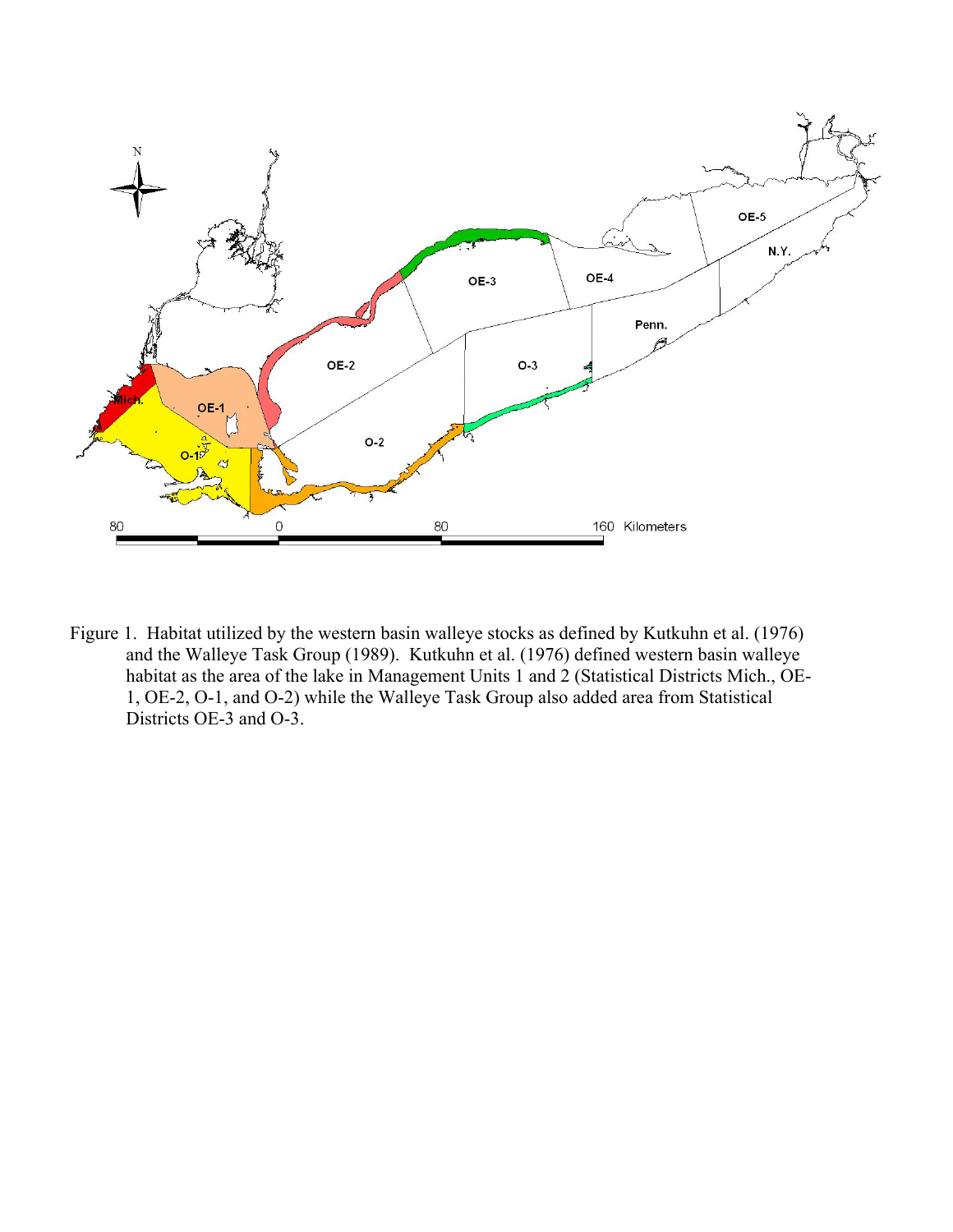Figure 1. Habitat utilized by the western basin walleye stocks as defined by Kutkuhn et al. (1976) and the Walleye Task Group (1989). Kutkuhn et al. (1976) defined western basin walleye habitat as the area of the lake in Management Units 1 and 2 (Statistical Districts Mich., OE-1, OE-2, O-1, and O-2) while the Walleye Task Group also added area from Statistical Districts OE-3 and O-3.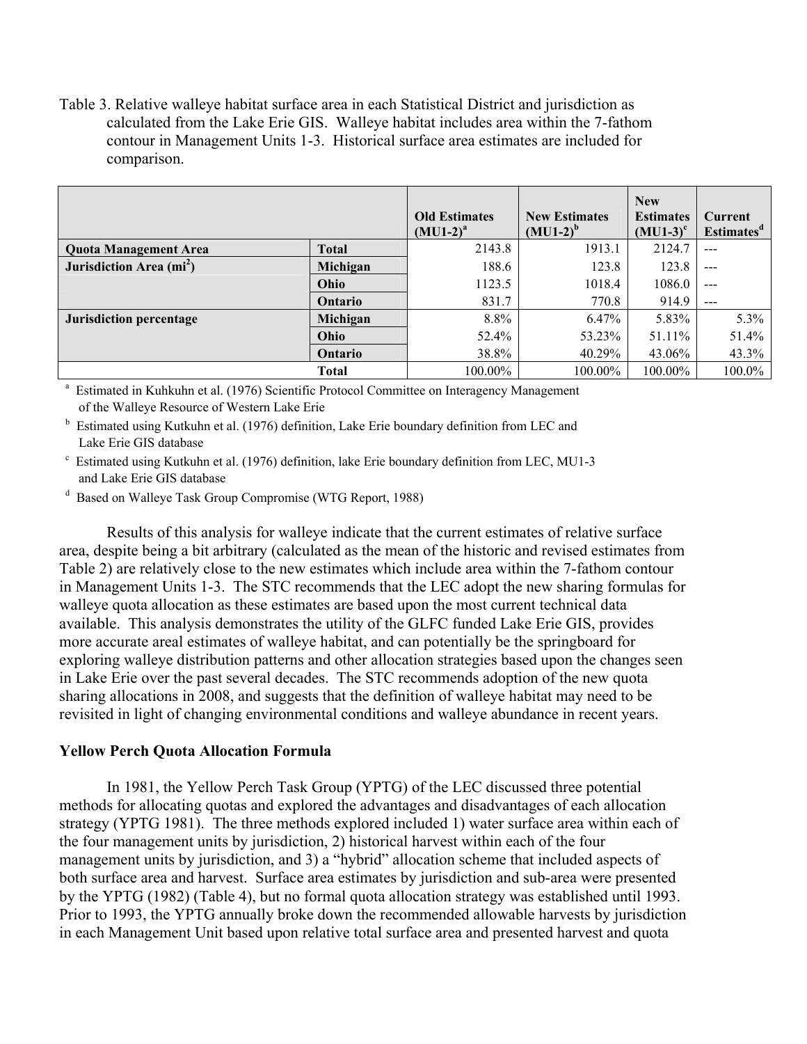Table 3. Relative walleye habitat surface area in each Statistical District and jurisdiction as calculated from the Lake Erie GIS. Walleye habitat includes area within the 7-fathom contour in Management Units 1-3. Historical surface area estimates are included for comparison.

| | | Old Estimates (MU1-2)[a] | New Estimates (MU1-2)[b] | New Estimates (MU1-3)[c] | Current Estimates[d] |
|---|---|---|---|---|---|
| **Quota Management Area** | **Total** | 2143.8 | 1913.1 | 2124.7 | --- |
| **Jurisdiction Area (mi$^2$)** | **Michigan** | 188.6 | 123.8 | 123.8 | --- |
| | **Ohio** | 1123.5 | 1018.4 | 1086.0 | --- |
| | **Ontario** | 831.7 | 770.8 | 914.9 | --- |
| **Jurisdiction percentage** | **Michigan** | 8.8% | 6.47% | 5.83% | 5.3% |
| | **Ohio** | 52.4% | 53.23% | 51.11% | 51.4% |
| | **Ontario** | 38.8% | 40.29% | 43.06% | 43.3% |
| | **Total** | 100.00% | 100.00% | 100.00% | 100.0% |

[a] Estimated in Kuhkuhn et al. (1976) Scientific Protocol Committee on Interagency Management of the Walleye Resource of Western Lake Erie

[b] Estimated using Kutkuhn et al. (1976) definition, Lake Erie boundary definition from LEC and Lake Erie GIS database

[c] Estimated using Kutkuhn et al. (1976) definition, lake Erie boundary definition from LEC, MU1-3 and Lake Erie GIS database

[d] Based on Walleye Task Group Compromise (WTG Report, 1988)

Results of this analysis for walleye indicate that the current estimates of relative surface area, despite being a bit arbitrary (calculated as the mean of the historic and revised estimates from Table 2) are relatively close to the new estimates which include area within the 7-fathom contour in Management Units 1-3. The STC recommends that the LEC adopt the new sharing formulas for walleye quota allocation as these estimates are based upon the most current technical data available. This analysis demonstrates the utility of the GLFC funded Lake Erie GIS, provides more accurate areal estimates of walleye habitat, and can potentially be the springboard for exploring walleye distribution patterns and other allocation strategies based upon the changes seen in Lake Erie over the past several decades. The STC recommends adoption of the new quota sharing allocations in 2008, and suggests that the definition of walleye habitat may need to be revisited in light of changing environmental conditions and walleye abundance in recent years.

## Yellow Perch Quota Allocation Formula

In 1981, the Yellow Perch Task Group (YPTG) of the LEC discussed three potential methods for allocating quotas and explored the advantages and disadvantages of each allocation strategy (YPTG 1981). The three methods explored included 1) water surface area within each of the four management units by jurisdiction, 2) historical harvest within each of the four management units by jurisdiction, and 3) a "hybrid" allocation scheme that included aspects of both surface area and harvest. Surface area estimates by jurisdiction and sub-area were presented by the YPTG (1982) (Table 4), but no formal quota allocation strategy was established until 1993. Prior to 1993, the YPTG annually broke down the recommended allowable harvests by jurisdiction in each Management Unit based upon relative total surface area and presented harvest and quota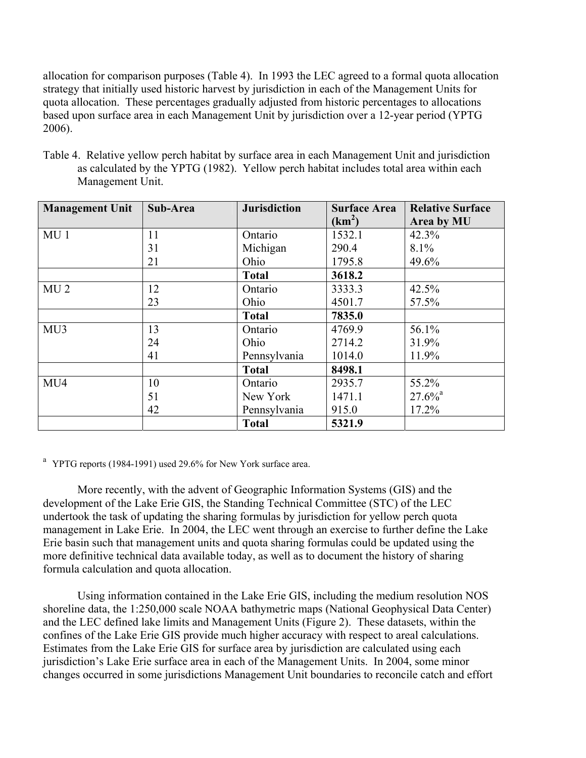allocation for comparison purposes (Table 4). In 1993 the LEC agreed to a formal quota allocation strategy that initially used historic harvest by jurisdiction in each of the Management Units for quota allocation. These percentages gradually adjusted from historic percentages to allocations based upon surface area in each Management Unit by jurisdiction over a 12-year period (YPTG 2006).

Table 4. Relative yellow perch habitat by surface area in each Management Unit and jurisdiction as calculated by the YPTG (1982). Yellow perch habitat includes total area within each Management Unit.

| Management Unit | Sub-Area | Jurisdiction | Surface Area ($km^2$) | Relative Surface Area by MU |
|---|---|---|---|---|
| MU 1 | 11 | Ontario | 1532.1 | 42.3% |
| | 31 | Michigan | 290.4 | 8.1% |
| | 21 | Ohio | 1795.8 | 49.6% |
| | | **Total** | **3618.2** | |
| MU 2 | 12 | Ontario | 3333.3 | 42.5% |
| | 23 | Ohio | 4501.7 | 57.5% |
| | | **Total** | **7835.0** | |
| MU3 | 13 | Ontario | 4769.9 | 56.1% |
| | 24 | Ohio | 2714.2 | 31.9% |
| | 41 | Pennsylvania | 1014.0 | 11.9% |
| | | **Total** | **8498.1** | |
| MU4 | 10 | Ontario | 2935.7 | 55.2% |
| | 51 | New York | 1471.1 | 27.6%[a] |
| | 42 | Pennsylvania | 915.0 | 17.2% |
| | | **Total** | **5321.9** | |

[a] YPTG reports (1984-1991) used 29.6% for New York surface area.

More recently, with the advent of Geographic Information Systems (GIS) and the development of the Lake Erie GIS, the Standing Technical Committee (STC) of the LEC undertook the task of updating the sharing formulas by jurisdiction for yellow perch quota management in Lake Erie. In 2004, the LEC went through an exercise to further define the Lake Erie basin such that management units and quota sharing formulas could be updated using the more definitive technical data available today, as well as to document the history of sharing formula calculation and quota allocation.

Using information contained in the Lake Erie GIS, including the medium resolution NOS shoreline data, the 1:250,000 scale NOAA bathymetric maps (National Geophysical Data Center) and the LEC defined lake limits and Management Units (Figure 2). These datasets, within the confines of the Lake Erie GIS provide much higher accuracy with respect to areal calculations. Estimates from the Lake Erie GIS for surface area by jurisdiction are calculated using each jurisdiction's Lake Erie surface area in each of the Management Units. In 2004, some minor changes occurred in some jurisdictions Management Unit boundaries to reconcile catch and effort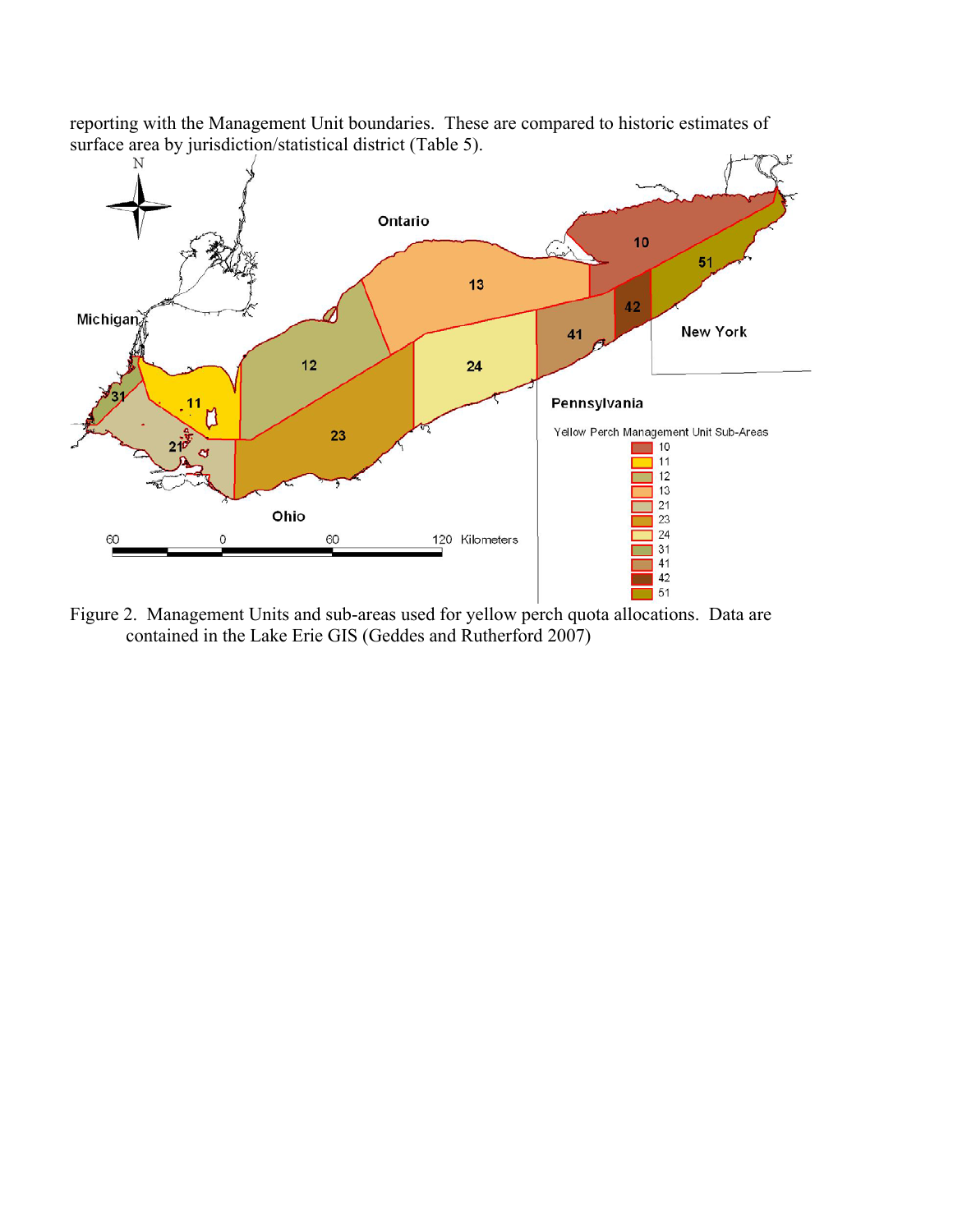reporting with the Management Unit boundaries. These are compared to historic estimates of surface area by jurisdiction/statistical district (Table 5).

Figure 2. Management Units and sub-areas used for yellow perch quota allocations. Data are contained in the Lake Erie GIS (Geddes and Rutherford 2007)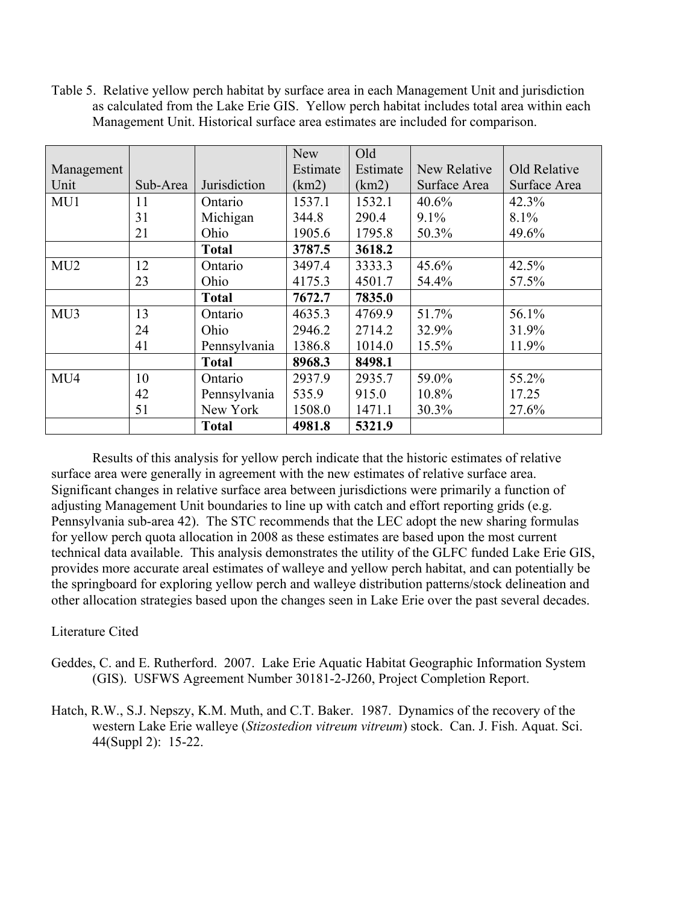Table 5. Relative yellow perch habitat by surface area in each Management Unit and jurisdiction as calculated from the Lake Erie GIS. Yellow perch habitat includes total area within each Management Unit. Historical surface area estimates are included for comparison.

| Management Unit | Sub-Area | Jurisdiction | New Estimate (km2) | Old Estimate (km2) | New Relative Surface Area | Old Relative Surface Area |
|---|---|---|---|---|---|---|
| MU1 | 11 | Ontario | 1537.1 | 1532.1 | 40.6% | 42.3% |
| | 31 | Michigan | 344.8 | 290.4 | 9.1% | 8.1% |
| | 21 | Ohio | 1905.6 | 1795.8 | 50.3% | 49.6% |
| | | **Total** | **3787.5** | **3618.2** | | |
| MU2 | 12 | Ontario | 3497.4 | 3333.3 | 45.6% | 42.5% |
| | 23 | Ohio | 4175.3 | 4501.7 | 54.4% | 57.5% |
| | | **Total** | **7672.7** | **7835.0** | | |
| MU3 | 13 | Ontario | 4635.3 | 4769.9 | 51.7% | 56.1% |
| | 24 | Ohio | 2946.2 | 2714.2 | 32.9% | 31.9% |
| | 41 | Pennsylvania | 1386.8 | 1014.0 | 15.5% | 11.9% |
| | | **Total** | **8968.3** | **8498.1** | | |
| MU4 | 10 | Ontario | 2937.9 | 2935.7 | 59.0% | 55.2% |
| | 42 | Pennsylvania | 535.9 | 915.0 | 10.8% | 17.25 |
| | 51 | New York | 1508.0 | 1471.1 | 30.3% | 27.6% |
| | | **Total** | **4981.8** | **5321.9** | | |

Results of this analysis for yellow perch indicate that the historic estimates of relative surface area were generally in agreement with the new estimates of relative surface area. Significant changes in relative surface area between jurisdictions were primarily a function of adjusting Management Unit boundaries to line up with catch and effort reporting grids (e.g. Pennsylvania sub-area 42). The STC recommends that the LEC adopt the new sharing formulas for yellow perch quota allocation in 2008 as these estimates are based upon the most current technical data available. This analysis demonstrates the utility of the GLFC funded Lake Erie GIS, provides more accurate areal estimates of walleye and yellow perch habitat, and can potentially be the springboard for exploring yellow perch and walleye distribution patterns/stock delineation and other allocation strategies based upon the changes seen in Lake Erie over the past several decades.

Literature Cited

Geddes, C. and E. Rutherford. 2007. Lake Erie Aquatic Habitat Geographic Information System (GIS). USFWS Agreement Number 30181-2-J260, Project Completion Report.

Hatch, R.W., S.J. Nepszy, K.M. Muth, and C.T. Baker. 1987. Dynamics of the recovery of the western Lake Erie walleye (*Stizostedion vitreum vitreum*) stock. Can. J. Fish. Aquat. Sci. 44(Suppl 2): 15-22.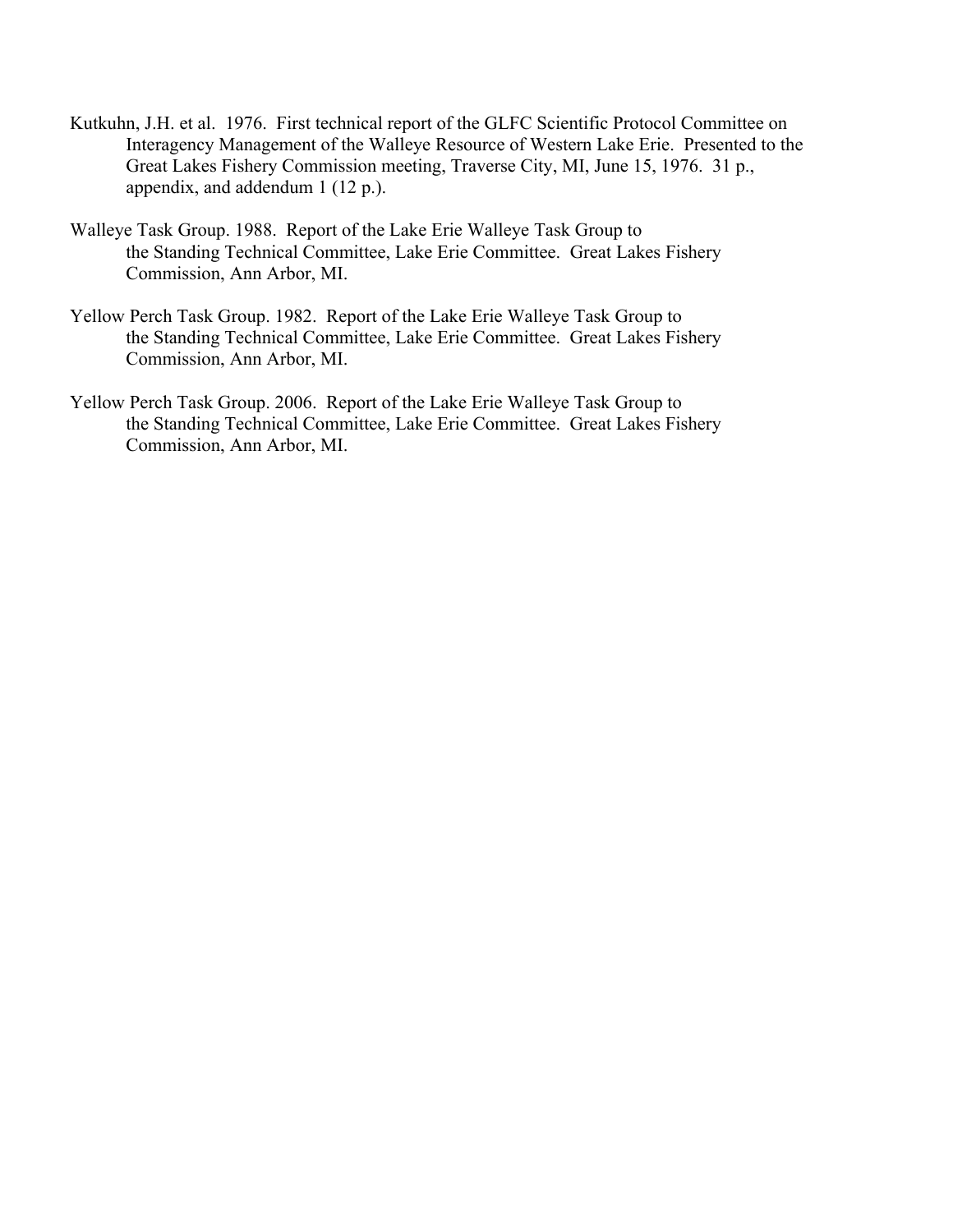Kutkuhn, J.H. et al. 1976. First technical report of the GLFC Scientific Protocol Committee on Interagency Management of the Walleye Resource of Western Lake Erie. Presented to the Great Lakes Fishery Commission meeting, Traverse City, MI, June 15, 1976. 31 p., appendix, and addendum 1 (12 p.).

Walleye Task Group. 1988. Report of the Lake Erie Walleye Task Group to the Standing Technical Committee, Lake Erie Committee. Great Lakes Fishery Commission, Ann Arbor, MI.

Yellow Perch Task Group. 1982. Report of the Lake Erie Walleye Task Group to the Standing Technical Committee, Lake Erie Committee. Great Lakes Fishery Commission, Ann Arbor, MI.

Yellow Perch Task Group. 2006. Report of the Lake Erie Walleye Task Group to the Standing Technical Committee, Lake Erie Committee. Great Lakes Fishery Commission, Ann Arbor, MI.